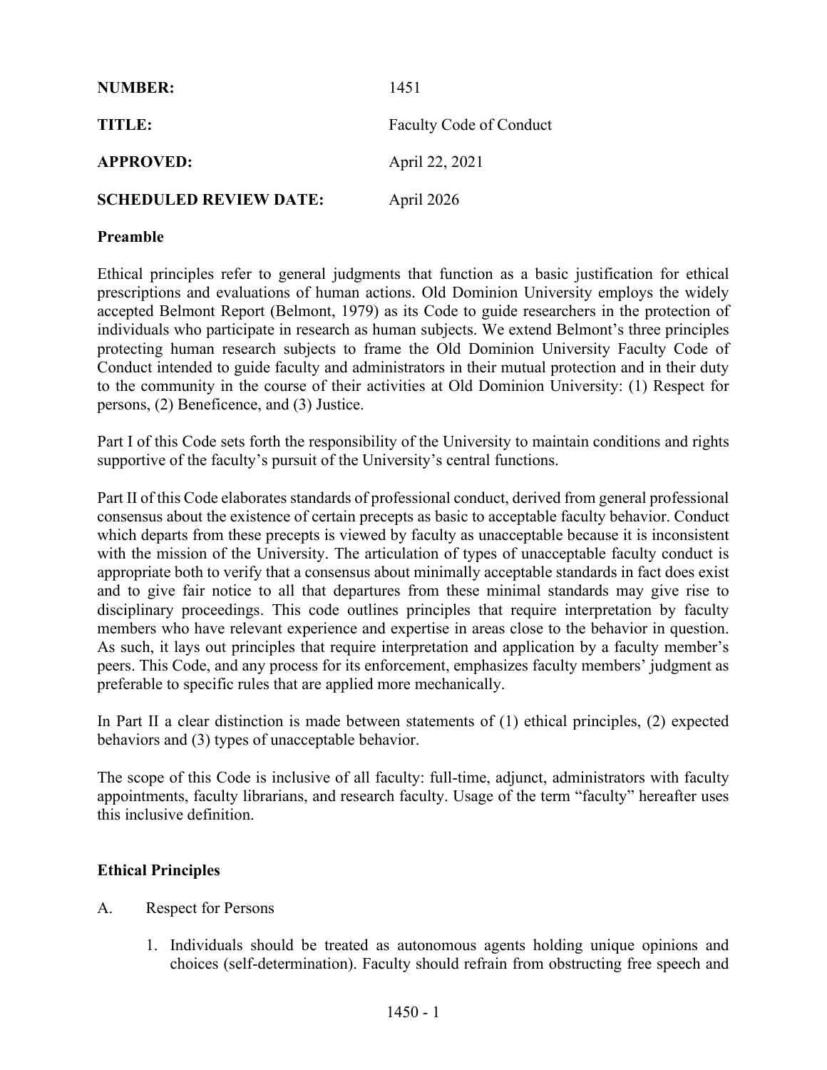| | |
|---|---|
| **NUMBER:** | 1451 |
| **TITLE:** | Faculty Code of Conduct |
| **APPROVED:** | April 22, 2021 |
| **SCHEDULED REVIEW DATE:** | April 2026 |

**Preamble**

Ethical principles refer to general judgments that function as a basic justification for ethical prescriptions and evaluations of human actions. Old Dominion University employs the widely accepted Belmont Report (Belmont, 1979) as its Code to guide researchers in the protection of individuals who participate in research as human subjects. We extend Belmont's three principles protecting human research subjects to frame the Old Dominion University Faculty Code of Conduct intended to guide faculty and administrators in their mutual protection and in their duty to the community in the course of their activities at Old Dominion University: (1) Respect for persons, (2) Beneficence, and (3) Justice.

Part I of this Code sets forth the responsibility of the University to maintain conditions and rights supportive of the faculty's pursuit of the University's central functions.

Part II of this Code elaborates standards of professional conduct, derived from general professional consensus about the existence of certain precepts as basic to acceptable faculty behavior. Conduct which departs from these precepts is viewed by faculty as unacceptable because it is inconsistent with the mission of the University. The articulation of types of unacceptable faculty conduct is appropriate both to verify that a consensus about minimally acceptable standards in fact does exist and to give fair notice to all that departures from these minimal standards may give rise to disciplinary proceedings. This code outlines principles that require interpretation by faculty members who have relevant experience and expertise in areas close to the behavior in question. As such, it lays out principles that require interpretation and application by a faculty member's peers. This Code, and any process for its enforcement, emphasizes faculty members' judgment as preferable to specific rules that are applied more mechanically.

In Part II a clear distinction is made between statements of (1) ethical principles, (2) expected behaviors and (3) types of unacceptable behavior.

The scope of this Code is inclusive of all faculty: full-time, adjunct, administrators with faculty appointments, faculty librarians, and research faculty. Usage of the term "faculty" hereafter uses this inclusive definition.

**Ethical Principles**

A. Respect for Persons

1. Individuals should be treated as autonomous agents holding unique opinions and choices (self-determination). Faculty should refrain from obstructing free speech and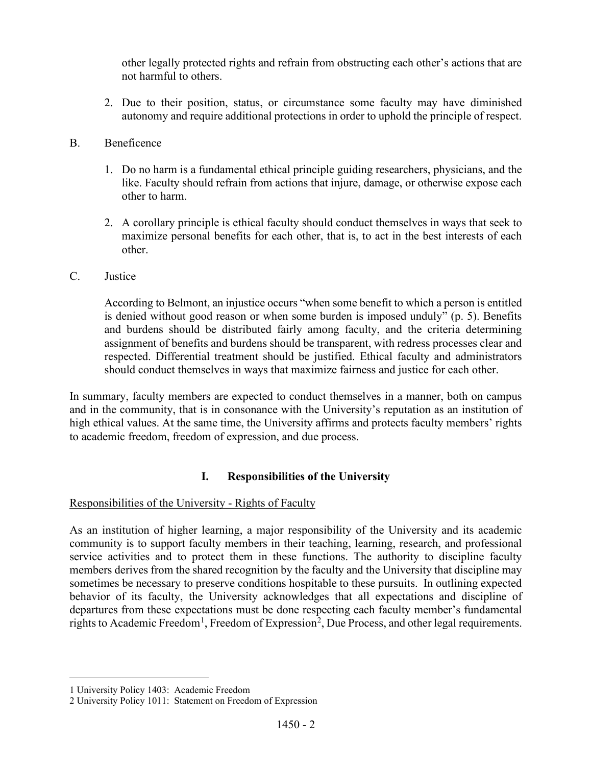other legally protected rights and refrain from obstructing each other's actions that are not harmful to others.

2. Due to their position, status, or circumstance some faculty may have diminished autonomy and require additional protections in order to uphold the principle of respect.

B. Beneficence

1. Do no harm is a fundamental ethical principle guiding researchers, physicians, and the like. Faculty should refrain from actions that injure, damage, or otherwise expose each other to harm.

2. A corollary principle is ethical faculty should conduct themselves in ways that seek to maximize personal benefits for each other, that is, to act in the best interests of each other.

C. Justice

According to Belmont, an injustice occurs "when some benefit to which a person is entitled is denied without good reason or when some burden is imposed unduly" (p. 5). Benefits and burdens should be distributed fairly among faculty, and the criteria determining assignment of benefits and burdens should be transparent, with redress processes clear and respected. Differential treatment should be justified. Ethical faculty and administrators should conduct themselves in ways that maximize fairness and justice for each other.

In summary, faculty members are expected to conduct themselves in a manner, both on campus and in the community, that is in consonance with the University's reputation as an institution of high ethical values. At the same time, the University affirms and protects faculty members' rights to academic freedom, freedom of expression, and due process.

## I. Responsibilities of the University

Responsibilities of the University - Rights of Faculty

As an institution of higher learning, a major responsibility of the University and its academic community is to support faculty members in their teaching, learning, research, and professional service activities and to protect them in these functions. The authority to discipline faculty members derives from the shared recognition by the faculty and the University that discipline may sometimes be necessary to preserve conditions hospitable to these pursuits. In outlining expected behavior of its faculty, the University acknowledges that all expectations and discipline of departures from these expectations must be done respecting each faculty member's fundamental rights to Academic Freedom[1], Freedom of Expression[2], Due Process, and other legal requirements.

---

1 University Policy 1403: Academic Freedom

2 University Policy 1011: Statement on Freedom of Expression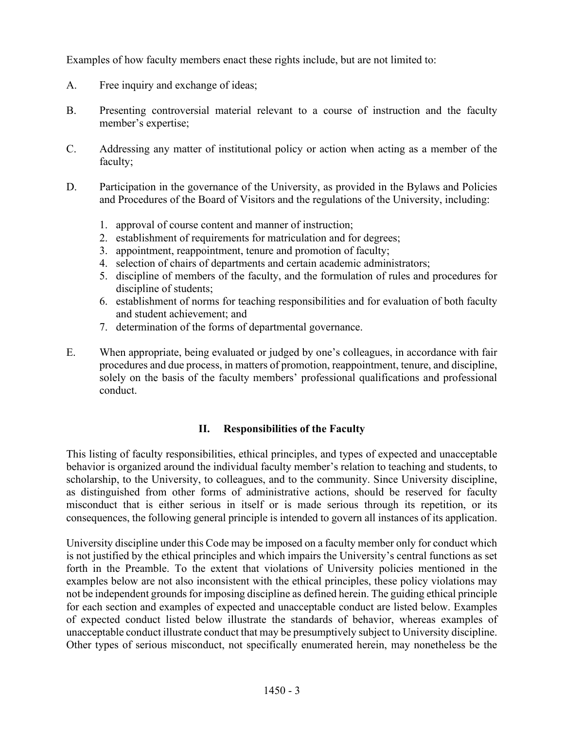Examples of how faculty members enact these rights include, but are not limited to:

A. Free inquiry and exchange of ideas;

B. Presenting controversial material relevant to a course of instruction and the faculty member's expertise;

C. Addressing any matter of institutional policy or action when acting as a member of the faculty;

D. Participation in the governance of the University, as provided in the Bylaws and Policies and Procedures of the Board of Visitors and the regulations of the University, including:

   1. approval of course content and manner of instruction;
   2. establishment of requirements for matriculation and for degrees;
   3. appointment, reappointment, tenure and promotion of faculty;
   4. selection of chairs of departments and certain academic administrators;
   5. discipline of members of the faculty, and the formulation of rules and procedures for discipline of students;
   6. establishment of norms for teaching responsibilities and for evaluation of both faculty and student achievement; and
   7. determination of the forms of departmental governance.

E. When appropriate, being evaluated or judged by one's colleagues, in accordance with fair procedures and due process, in matters of promotion, reappointment, tenure, and discipline, solely on the basis of the faculty members' professional qualifications and professional conduct.

## II. Responsibilities of the Faculty

This listing of faculty responsibilities, ethical principles, and types of expected and unacceptable behavior is organized around the individual faculty member's relation to teaching and students, to scholarship, to the University, to colleagues, and to the community. Since University discipline, as distinguished from other forms of administrative actions, should be reserved for faculty misconduct that is either serious in itself or is made serious through its repetition, or its consequences, the following general principle is intended to govern all instances of its application.

University discipline under this Code may be imposed on a faculty member only for conduct which is not justified by the ethical principles and which impairs the University's central functions as set forth in the Preamble. To the extent that violations of University policies mentioned in the examples below are not also inconsistent with the ethical principles, these policy violations may not be independent grounds for imposing discipline as defined herein. The guiding ethical principle for each section and examples of expected and unacceptable conduct are listed below. Examples of expected conduct listed below illustrate the standards of behavior, whereas examples of unacceptable conduct illustrate conduct that may be presumptively subject to University discipline. Other types of serious misconduct, not specifically enumerated herein, may nonetheless be the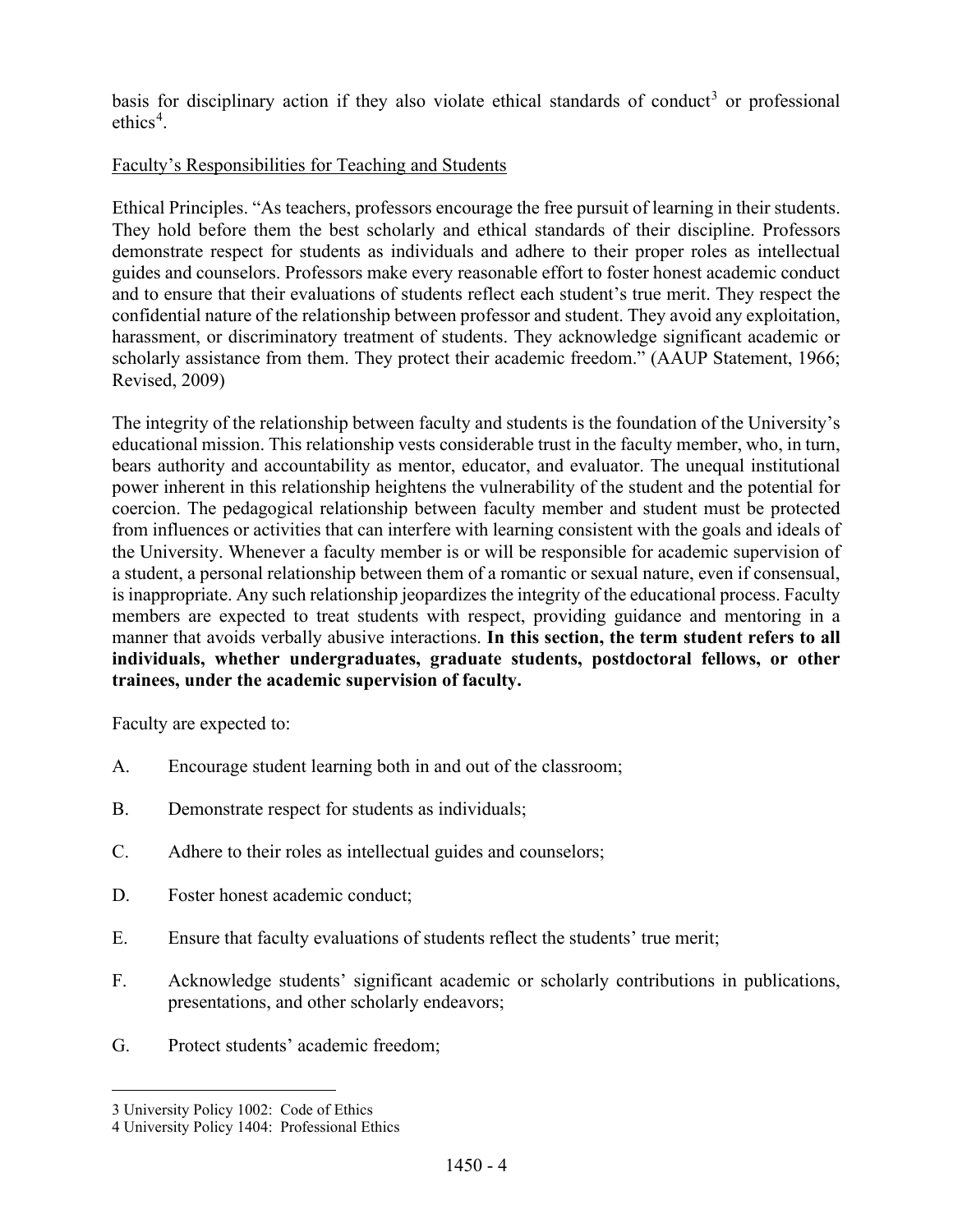basis for disciplinary action if they also violate ethical standards of conduct[3] or professional ethics[4].

Faculty's Responsibilities for Teaching and Students

Ethical Principles. "As teachers, professors encourage the free pursuit of learning in their students. They hold before them the best scholarly and ethical standards of their discipline. Professors demonstrate respect for students as individuals and adhere to their proper roles as intellectual guides and counselors. Professors make every reasonable effort to foster honest academic conduct and to ensure that their evaluations of students reflect each student's true merit. They respect the confidential nature of the relationship between professor and student. They avoid any exploitation, harassment, or discriminatory treatment of students. They acknowledge significant academic or scholarly assistance from them. They protect their academic freedom." (AAUP Statement, 1966; Revised, 2009)

The integrity of the relationship between faculty and students is the foundation of the University's educational mission. This relationship vests considerable trust in the faculty member, who, in turn, bears authority and accountability as mentor, educator, and evaluator. The unequal institutional power inherent in this relationship heightens the vulnerability of the student and the potential for coercion. The pedagogical relationship between faculty member and student must be protected from influences or activities that can interfere with learning consistent with the goals and ideals of the University. Whenever a faculty member is or will be responsible for academic supervision of a student, a personal relationship between them of a romantic or sexual nature, even if consensual, is inappropriate. Any such relationship jeopardizes the integrity of the educational process. Faculty members are expected to treat students with respect, providing guidance and mentoring in a manner that avoids verbally abusive interactions. **In this section, the term student refers to all individuals, whether undergraduates, graduate students, postdoctoral fellows, or other trainees, under the academic supervision of faculty.**

Faculty are expected to:

A. Encourage student learning both in and out of the classroom;

B. Demonstrate respect for students as individuals;

C. Adhere to their roles as intellectual guides and counselors;

D. Foster honest academic conduct;

E. Ensure that faculty evaluations of students reflect the students' true merit;

F. Acknowledge students' significant academic or scholarly contributions in publications, presentations, and other scholarly endeavors;

G. Protect students' academic freedom;

---

3 University Policy 1002: Code of Ethics

4 University Policy 1404: Professional Ethics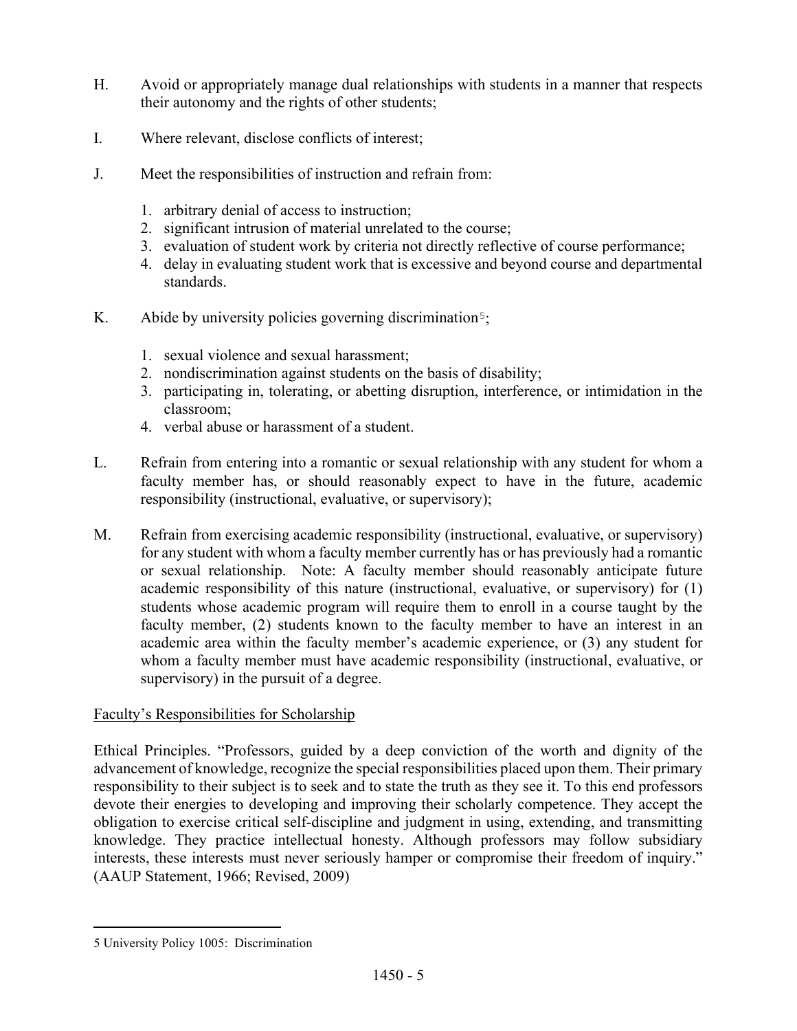H. Avoid or appropriately manage dual relationships with students in a manner that respects their autonomy and the rights of other students;

I. Where relevant, disclose conflicts of interest;

J. Meet the responsibilities of instruction and refrain from:

1. arbitrary denial of access to instruction;
2. significant intrusion of material unrelated to the course;
3. evaluation of student work by criteria not directly reflective of course performance;
4. delay in evaluating student work that is excessive and beyond course and departmental standards.

K. Abide by university policies governing discrimination[5];

1. sexual violence and sexual harassment;
2. nondiscrimination against students on the basis of disability;
3. participating in, tolerating, or abetting disruption, interference, or intimidation in the classroom;
4. verbal abuse or harassment of a student.

L. Refrain from entering into a romantic or sexual relationship with any student for whom a faculty member has, or should reasonably expect to have in the future, academic responsibility (instructional, evaluative, or supervisory);

M. Refrain from exercising academic responsibility (instructional, evaluative, or supervisory) for any student with whom a faculty member currently has or has previously had a romantic or sexual relationship. Note: A faculty member should reasonably anticipate future academic responsibility of this nature (instructional, evaluative, or supervisory) for (1) students whose academic program will require them to enroll in a course taught by the faculty member, (2) students known to the faculty member to have an interest in an academic area within the faculty member's academic experience, or (3) any student for whom a faculty member must have academic responsibility (instructional, evaluative, or supervisory) in the pursuit of a degree.

<u>Faculty's Responsibilities for Scholarship</u>

Ethical Principles. "Professors, guided by a deep conviction of the worth and dignity of the advancement of knowledge, recognize the special responsibilities placed upon them. Their primary responsibility to their subject is to seek and to state the truth as they see it. To this end professors devote their energies to developing and improving their scholarly competence. They accept the obligation to exercise critical self-discipline and judgment in using, extending, and transmitting knowledge. They practice intellectual honesty. Although professors may follow subsidiary interests, these interests must never seriously hamper or compromise their freedom of inquiry." (AAUP Statement, 1966; Revised, 2009)

---

5 University Policy 1005: Discrimination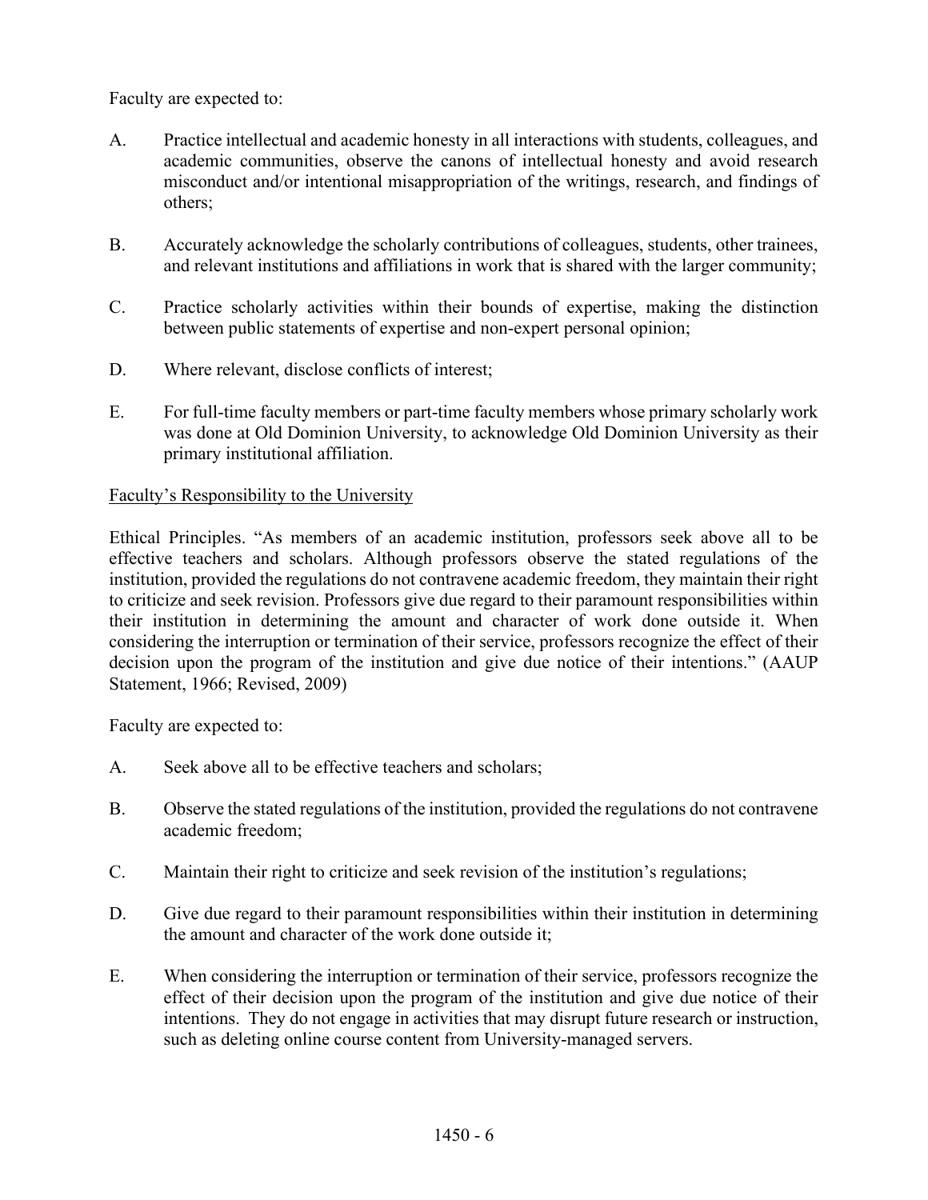Faculty are expected to:

A. Practice intellectual and academic honesty in all interactions with students, colleagues, and academic communities, observe the canons of intellectual honesty and avoid research misconduct and/or intentional misappropriation of the writings, research, and findings of others;

B. Accurately acknowledge the scholarly contributions of colleagues, students, other trainees, and relevant institutions and affiliations in work that is shared with the larger community;

C. Practice scholarly activities within their bounds of expertise, making the distinction between public statements of expertise and non-expert personal opinion;

D. Where relevant, disclose conflicts of interest;

E. For full-time faculty members or part-time faculty members whose primary scholarly work was done at Old Dominion University, to acknowledge Old Dominion University as their primary institutional affiliation.

<u>Faculty's Responsibility to the University</u>

Ethical Principles. "As members of an academic institution, professors seek above all to be effective teachers and scholars. Although professors observe the stated regulations of the institution, provided the regulations do not contravene academic freedom, they maintain their right to criticize and seek revision. Professors give due regard to their paramount responsibilities within their institution in determining the amount and character of work done outside it. When considering the interruption or termination of their service, professors recognize the effect of their decision upon the program of the institution and give due notice of their intentions." (AAUP Statement, 1966; Revised, 2009)

Faculty are expected to:

A. Seek above all to be effective teachers and scholars;

B. Observe the stated regulations of the institution, provided the regulations do not contravene academic freedom;

C. Maintain their right to criticize and seek revision of the institution's regulations;

D. Give due regard to their paramount responsibilities within their institution in determining the amount and character of the work done outside it;

E. When considering the interruption or termination of their service, professors recognize the effect of their decision upon the program of the institution and give due notice of their intentions. They do not engage in activities that may disrupt future research or instruction, such as deleting online course content from University-managed servers.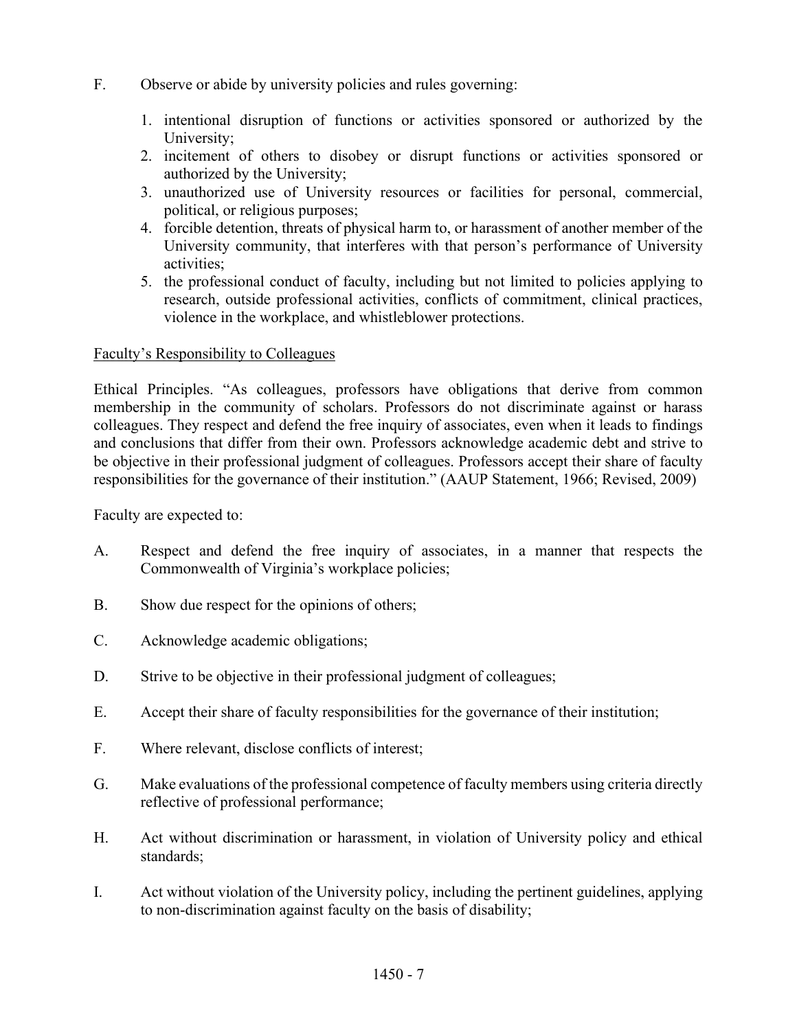F. Observe or abide by university policies and rules governing:

   1. intentional disruption of functions or activities sponsored or authorized by the University;
   2. incitement of others to disobey or disrupt functions or activities sponsored or authorized by the University;
   3. unauthorized use of University resources or facilities for personal, commercial, political, or religious purposes;
   4. forcible detention, threats of physical harm to, or harassment of another member of the University community, that interferes with that person's performance of University activities;
   5. the professional conduct of faculty, including but not limited to policies applying to research, outside professional activities, conflicts of commitment, clinical practices, violence in the workplace, and whistleblower protections.

<u>Faculty's Responsibility to Colleagues</u>

Ethical Principles. "As colleagues, professors have obligations that derive from common membership in the community of scholars. Professors do not discriminate against or harass colleagues. They respect and defend the free inquiry of associates, even when it leads to findings and conclusions that differ from their own. Professors acknowledge academic debt and strive to be objective in their professional judgment of colleagues. Professors accept their share of faculty responsibilities for the governance of their institution." (AAUP Statement, 1966; Revised, 2009)

Faculty are expected to:

A. Respect and defend the free inquiry of associates, in a manner that respects the Commonwealth of Virginia's workplace policies;

B. Show due respect for the opinions of others;

C. Acknowledge academic obligations;

D. Strive to be objective in their professional judgment of colleagues;

E. Accept their share of faculty responsibilities for the governance of their institution;

F. Where relevant, disclose conflicts of interest;

G. Make evaluations of the professional competence of faculty members using criteria directly reflective of professional performance;

H. Act without discrimination or harassment, in violation of University policy and ethical standards;

I. Act without violation of the University policy, including the pertinent guidelines, applying to non-discrimination against faculty on the basis of disability;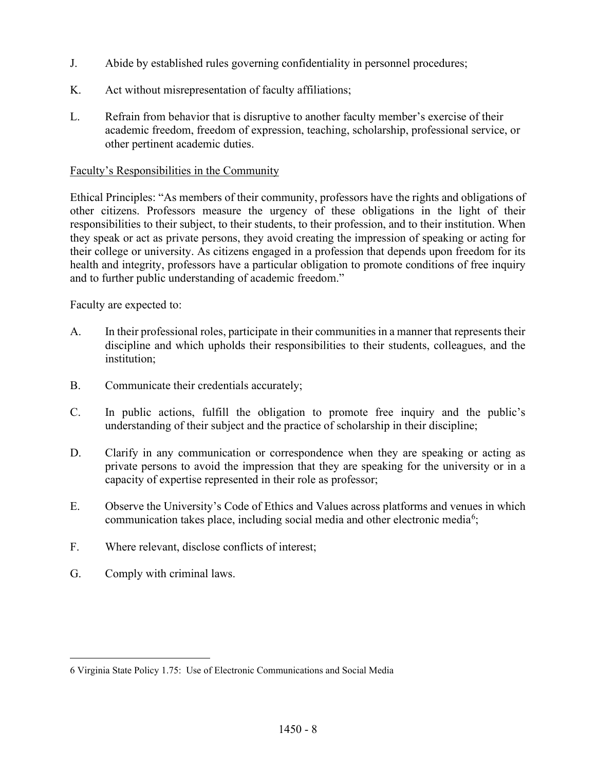J. Abide by established rules governing confidentiality in personnel procedures;

K. Act without misrepresentation of faculty affiliations;

L. Refrain from behavior that is disruptive to another faculty member's exercise of their academic freedom, freedom of expression, teaching, scholarship, professional service, or other pertinent academic duties.

<u>Faculty's Responsibilities in the Community</u>

Ethical Principles: "As members of their community, professors have the rights and obligations of other citizens. Professors measure the urgency of these obligations in the light of their responsibilities to their subject, to their students, to their profession, and to their institution. When they speak or act as private persons, they avoid creating the impression of speaking or acting for their college or university. As citizens engaged in a profession that depends upon freedom for its health and integrity, professors have a particular obligation to promote conditions of free inquiry and to further public understanding of academic freedom."

Faculty are expected to:

A. In their professional roles, participate in their communities in a manner that represents their discipline and which upholds their responsibilities to their students, colleagues, and the institution;

B. Communicate their credentials accurately;

C. In public actions, fulfill the obligation to promote free inquiry and the public's understanding of their subject and the practice of scholarship in their discipline;

D. Clarify in any communication or correspondence when they are speaking or acting as private persons to avoid the impression that they are speaking for the university or in a capacity of expertise represented in their role as professor;

E. Observe the University's Code of Ethics and Values across platforms and venues in which communication takes place, including social media and other electronic media[6];

F. Where relevant, disclose conflicts of interest;

G. Comply with criminal laws.

---

6 Virginia State Policy 1.75: Use of Electronic Communications and Social Media